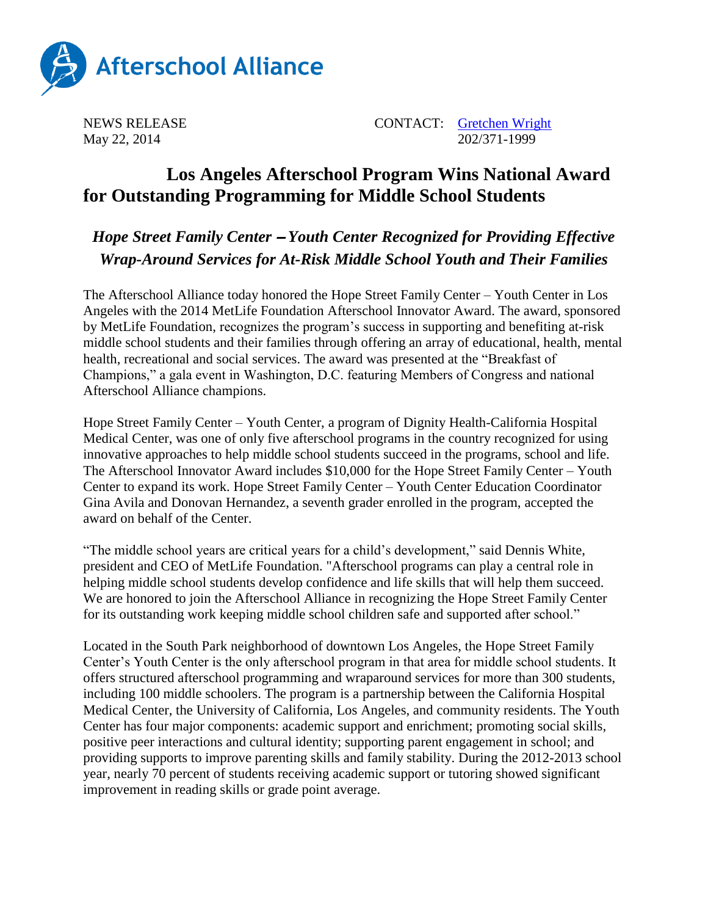Afterschool Alliance

NEWS RELEASE
May 22, 2014

CONTACT: [Gretchen Wright](#)
202/371-1999

# Los Angeles Afterschool Program Wins National Award for Outstanding Programming for Middle School Students

## *Hope Street Family Center – Youth Center Recognized for Providing Effective Wrap-Around Services for At-Risk Middle School Youth and Their Families*

The Afterschool Alliance today honored the Hope Street Family Center – Youth Center in Los Angeles with the 2014 MetLife Foundation Afterschool Innovator Award. The award, sponsored by MetLife Foundation, recognizes the program's success in supporting and benefiting at-risk middle school students and their families through offering an array of educational, health, mental health, recreational and social services. The award was presented at the "Breakfast of Champions," a gala event in Washington, D.C. featuring Members of Congress and national Afterschool Alliance champions.

Hope Street Family Center – Youth Center, a program of Dignity Health-California Hospital Medical Center, was one of only five afterschool programs in the country recognized for using innovative approaches to help middle school students succeed in the programs, school and life. The Afterschool Innovator Award includes $10,000 for the Hope Street Family Center – Youth Center to expand its work. Hope Street Family Center – Youth Center Education Coordinator Gina Avila and Donovan Hernandez, a seventh grader enrolled in the program, accepted the award on behalf of the Center.

"The middle school years are critical years for a child's development," said Dennis White, president and CEO of MetLife Foundation. "Afterschool programs can play a central role in helping middle school students develop confidence and life skills that will help them succeed. We are honored to join the Afterschool Alliance in recognizing the Hope Street Family Center for its outstanding work keeping middle school children safe and supported after school."

Located in the South Park neighborhood of downtown Los Angeles, the Hope Street Family Center's Youth Center is the only afterschool program in that area for middle school students. It offers structured afterschool programming and wraparound services for more than 300 students, including 100 middle schoolers. The program is a partnership between the California Hospital Medical Center, the University of California, Los Angeles, and community residents. The Youth Center has four major components: academic support and enrichment; promoting social skills, positive peer interactions and cultural identity; supporting parent engagement in school; and providing supports to improve parenting skills and family stability. During the 2012-2013 school year, nearly 70 percent of students receiving academic support or tutoring showed significant improvement in reading skills or grade point average.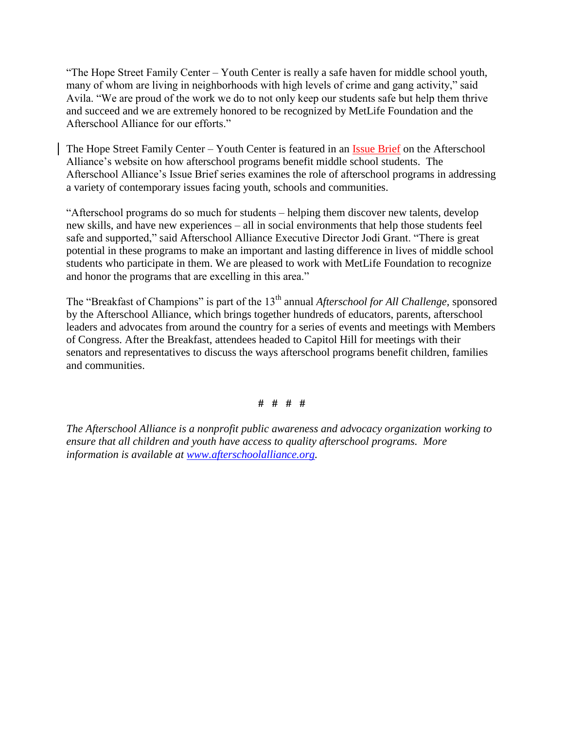"The Hope Street Family Center – Youth Center is really a safe haven for middle school youth, many of whom are living in neighborhoods with high levels of crime and gang activity," said Avila. "We are proud of the work we do to not only keep our students safe but help them thrive and succeed and we are extremely honored to be recognized by MetLife Foundation and the Afterschool Alliance for our efforts."

The Hope Street Family Center – Youth Center is featured in an Issue Brief on the Afterschool Alliance's website on how afterschool programs benefit middle school students. The Afterschool Alliance's Issue Brief series examines the role of afterschool programs in addressing a variety of contemporary issues facing youth, schools and communities.

"Afterschool programs do so much for students – helping them discover new talents, develop new skills, and have new experiences – all in social environments that help those students feel safe and supported," said Afterschool Alliance Executive Director Jodi Grant. "There is great potential in these programs to make an important and lasting difference in lives of middle school students who participate in them. We are pleased to work with MetLife Foundation to recognize and honor the programs that are excelling in this area."

The "Breakfast of Champions" is part of the 13th annual *Afterschool for All Challenge,* sponsored by the Afterschool Alliance, which brings together hundreds of educators, parents, afterschool leaders and advocates from around the country for a series of events and meetings with Members of Congress. After the Breakfast, attendees headed to Capitol Hill for meetings with their senators and representatives to discuss the ways afterschool programs benefit children, families and communities.

# # # #

*The Afterschool Alliance is a nonprofit public awareness and advocacy organization working to ensure that all children and youth have access to quality afterschool programs. More information is available at www.afterschoolalliance.org.*